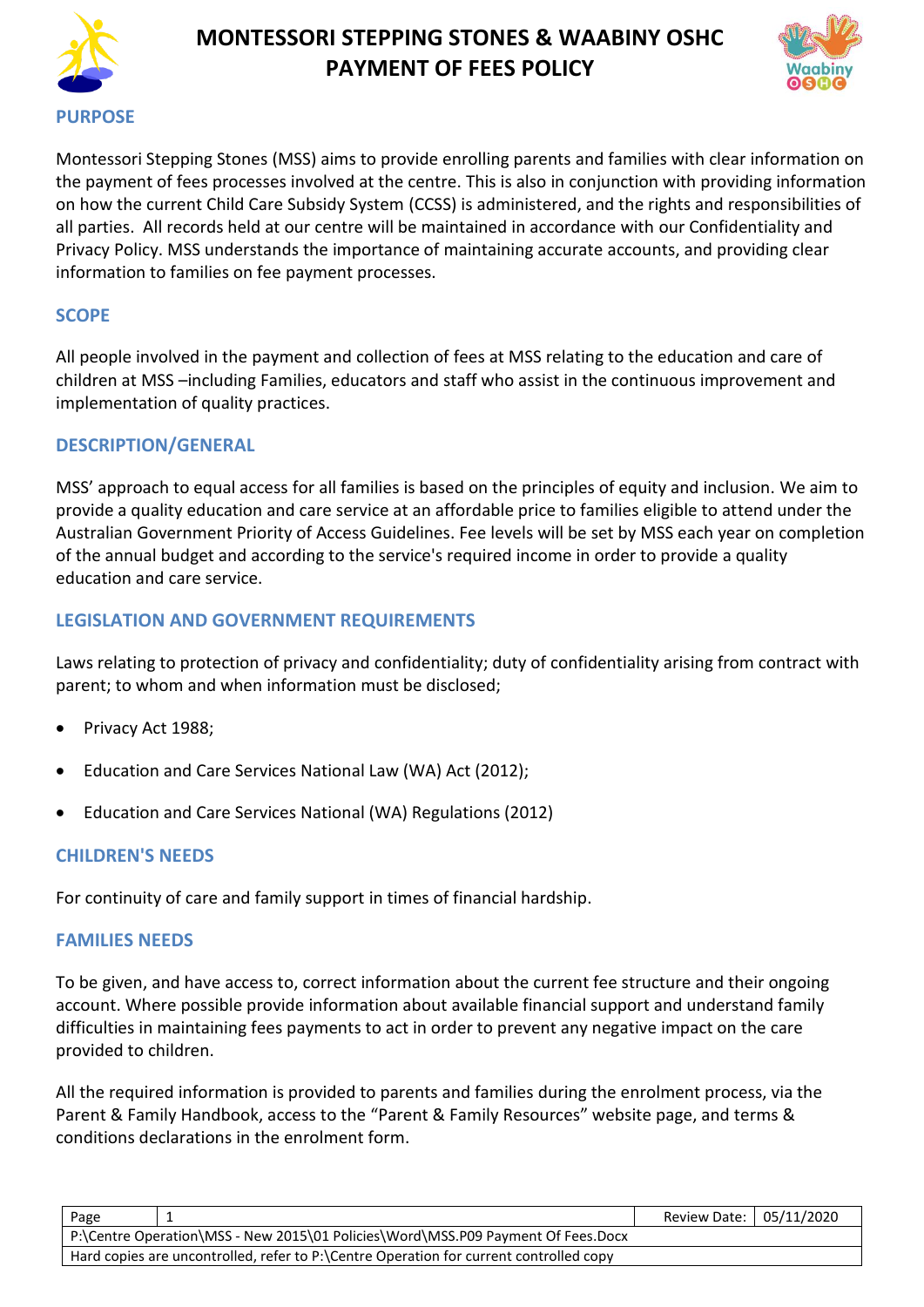# MONTESSORI STEPPING STONES & WAABINY OSHC
# PAYMENT OF FEES POLICY

## PURPOSE

Montessori Stepping Stones (MSS) aims to provide enrolling parents and families with clear information on the payment of fees processes involved at the centre. This is also in conjunction with providing information on how the current Child Care Subsidy System (CCSS) is administered, and the rights and responsibilities of all parties. All records held at our centre will be maintained in accordance with our Confidentiality and Privacy Policy. MSS understands the importance of maintaining accurate accounts, and providing clear information to families on fee payment processes.

## SCOPE

All people involved in the payment and collection of fees at MSS relating to the education and care of children at MSS –including Families, educators and staff who assist in the continuous improvement and implementation of quality practices.

## DESCRIPTION/GENERAL

MSS' approach to equal access for all families is based on the principles of equity and inclusion. We aim to provide a quality education and care service at an affordable price to families eligible to attend under the Australian Government Priority of Access Guidelines. Fee levels will be set by MSS each year on completion of the annual budget and according to the service's required income in order to provide a quality education and care service.

## LEGISLATION AND GOVERNMENT REQUIREMENTS

Laws relating to protection of privacy and confidentiality; duty of confidentiality arising from contract with parent; to whom and when information must be disclosed;

- Privacy Act 1988;
- Education and Care Services National Law (WA) Act (2012);
- Education and Care Services National (WA) Regulations (2012)

## CHILDREN'S NEEDS

For continuity of care and family support in times of financial hardship.

## FAMILIES NEEDS

To be given, and have access to, correct information about the current fee structure and their ongoing account. Where possible provide information about available financial support and understand family difficulties in maintaining fees payments to act in order to prevent any negative impact on the care provided to children.

All the required information is provided to parents and families during the enrolment process, via the Parent & Family Handbook, access to the "Parent & Family Resources" website page, and terms & conditions declarations in the enrolment form.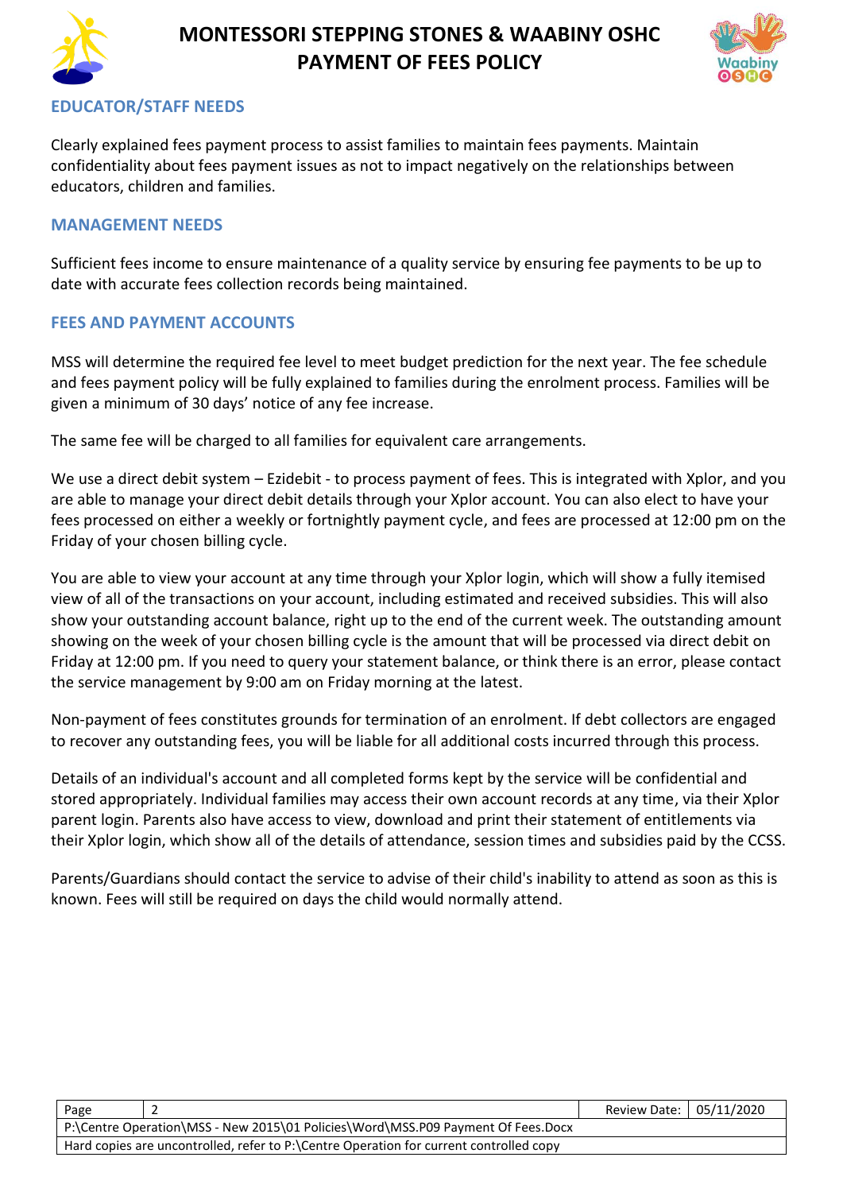## EDUCATOR/STAFF NEEDS

Clearly explained fees payment process to assist families to maintain fees payments. Maintain confidentiality about fees payment issues as not to impact negatively on the relationships between educators, children and families.

## MANAGEMENT NEEDS

Sufficient fees income to ensure maintenance of a quality service by ensuring fee payments to be up to date with accurate fees collection records being maintained.

## FEES AND PAYMENT ACCOUNTS

MSS will determine the required fee level to meet budget prediction for the next year. The fee schedule and fees payment policy will be fully explained to families during the enrolment process. Families will be given a minimum of 30 days' notice of any fee increase.

The same fee will be charged to all families for equivalent care arrangements.

We use a direct debit system – Ezidebit - to process payment of fees. This is integrated with Xplor, and you are able to manage your direct debit details through your Xplor account. You can also elect to have your fees processed on either a weekly or fortnightly payment cycle, and fees are processed at 12:00 pm on the Friday of your chosen billing cycle.

You are able to view your account at any time through your Xplor login, which will show a fully itemised view of all of the transactions on your account, including estimated and received subsidies. This will also show your outstanding account balance, right up to the end of the current week. The outstanding amount showing on the week of your chosen billing cycle is the amount that will be processed via direct debit on Friday at 12:00 pm. If you need to query your statement balance, or think there is an error, please contact the service management by 9:00 am on Friday morning at the latest.

Non-payment of fees constitutes grounds for termination of an enrolment. If debt collectors are engaged to recover any outstanding fees, you will be liable for all additional costs incurred through this process.

Details of an individual's account and all completed forms kept by the service will be confidential and stored appropriately. Individual families may access their own account records at any time, via their Xplor parent login. Parents also have access to view, download and print their statement of entitlements via their Xplor login, which show all of the details of attendance, session times and subsidies paid by the CCSS.

Parents/Guardians should contact the service to advise of their child's inability to attend as soon as this is known. Fees will still be required on days the child would normally attend.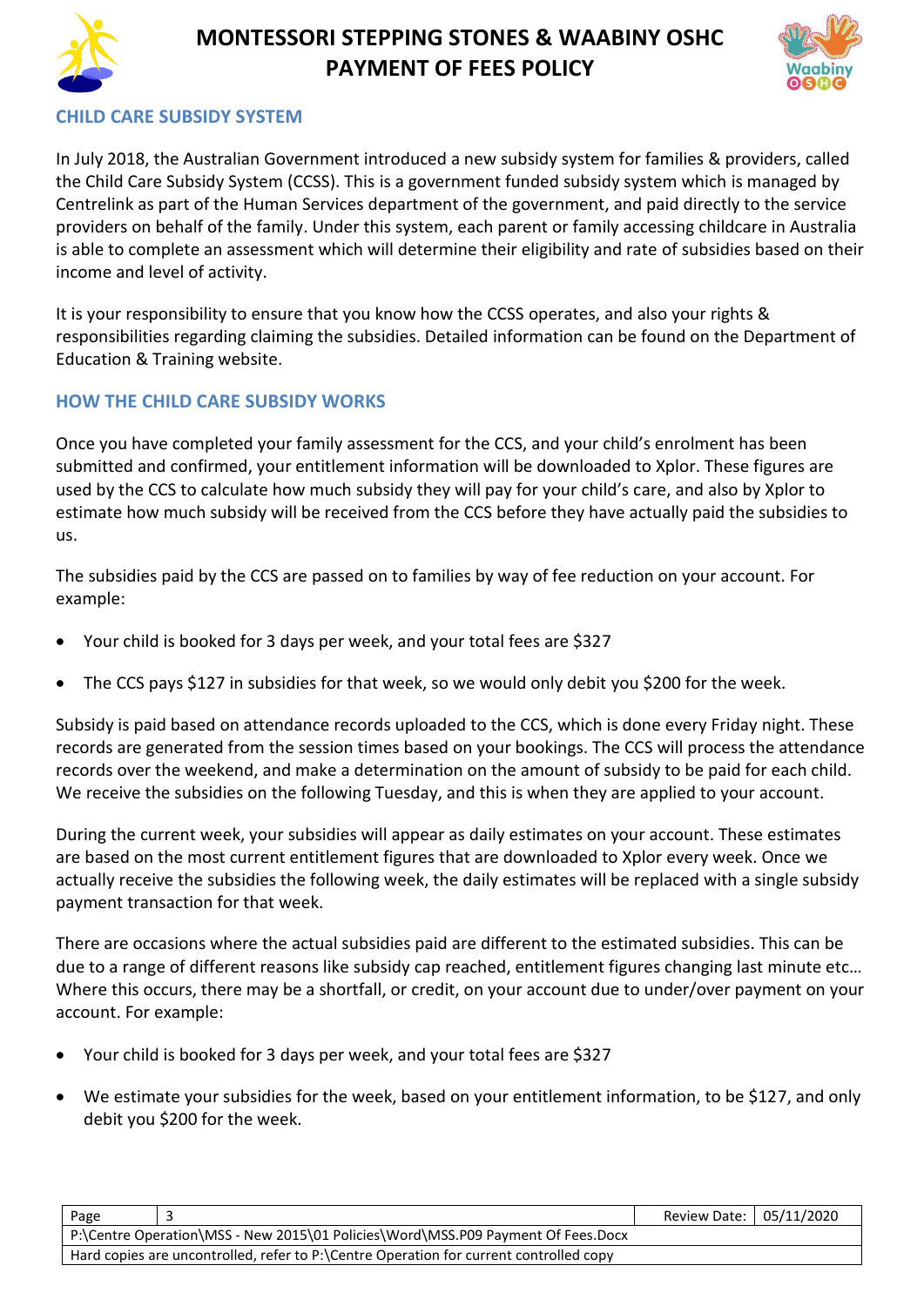# MONTESSORI STEPPING STONES & WAABINY OSHC PAYMENT OF FEES POLICY

## CHILD CARE SUBSIDY SYSTEM

In July 2018, the Australian Government introduced a new subsidy system for families & providers, called the Child Care Subsidy System (CCSS). This is a government funded subsidy system which is managed by Centrelink as part of the Human Services department of the government, and paid directly to the service providers on behalf of the family. Under this system, each parent or family accessing childcare in Australia is able to complete an assessment which will determine their eligibility and rate of subsidies based on their income and level of activity.

It is your responsibility to ensure that you know how the CCSS operates, and also your rights & responsibilities regarding claiming the subsidies. Detailed information can be found on the Department of Education & Training website.

## HOW THE CHILD CARE SUBSIDY WORKS

Once you have completed your family assessment for the CCS, and your child's enrolment has been submitted and confirmed, your entitlement information will be downloaded to Xplor. These figures are used by the CCS to calculate how much subsidy they will pay for your child's care, and also by Xplor to estimate how much subsidy will be received from the CCS before they have actually paid the subsidies to us.

The subsidies paid by the CCS are passed on to families by way of fee reduction on your account. For example:

- Your child is booked for 3 days per week, and your total fees are $327
- The CCS pays $127 in subsidies for that week, so we would only debit you $200 for the week.

Subsidy is paid based on attendance records uploaded to the CCS, which is done every Friday night. These records are generated from the session times based on your bookings. The CCS will process the attendance records over the weekend, and make a determination on the amount of subsidy to be paid for each child. We receive the subsidies on the following Tuesday, and this is when they are applied to your account.

During the current week, your subsidies will appear as daily estimates on your account. These estimates are based on the most current entitlement figures that are downloaded to Xplor every week. Once we actually receive the subsidies the following week, the daily estimates will be replaced with a single subsidy payment transaction for that week.

There are occasions where the actual subsidies paid are different to the estimated subsidies. This can be due to a range of different reasons like subsidy cap reached, entitlement figures changing last minute etc… Where this occurs, there may be a shortfall, or credit, on your account due to under/over payment on your account. For example:

- Your child is booked for 3 days per week, and your total fees are $327
- We estimate your subsidies for the week, based on your entitlement information, to be $127, and only debit you $200 for the week.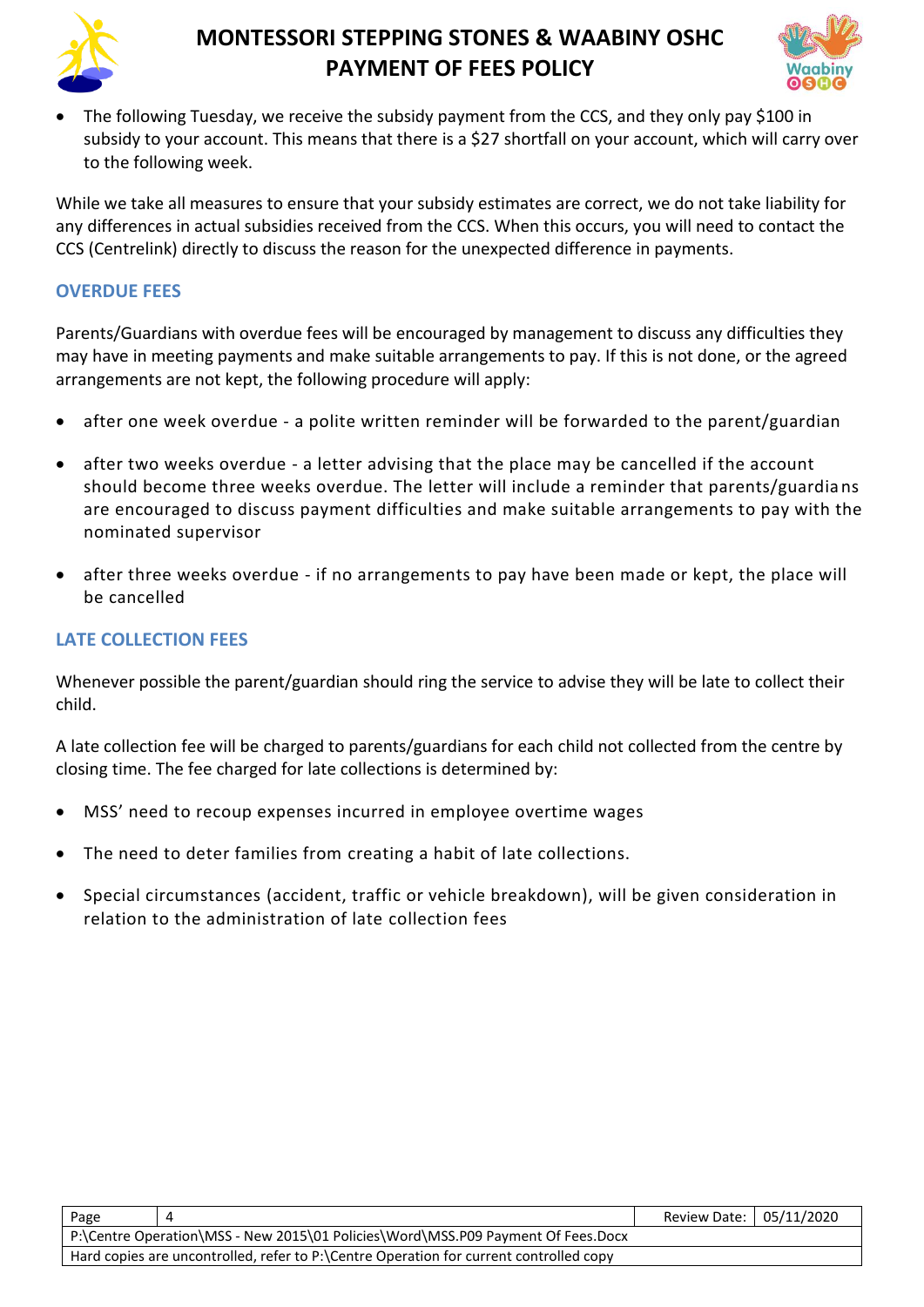- The following Tuesday, we receive the subsidy payment from the CCS, and they only pay $100 in subsidy to your account. This means that there is a $27 shortfall on your account, which will carry over to the following week.

While we take all measures to ensure that your subsidy estimates are correct, we do not take liability for any differences in actual subsidies received from the CCS. When this occurs, you will need to contact the CCS (Centrelink) directly to discuss the reason for the unexpected difference in payments.

## OVERDUE FEES

Parents/Guardians with overdue fees will be encouraged by management to discuss any difficulties they may have in meeting payments and make suitable arrangements to pay. If this is not done, or the agreed arrangements are not kept, the following procedure will apply:

- after one week overdue - a polite written reminder will be forwarded to the parent/guardian
- after two weeks overdue - a letter advising that the place may be cancelled if the account should become three weeks overdue. The letter will include a reminder that parents/guardians are encouraged to discuss payment difficulties and make suitable arrangements to pay with the nominated supervisor
- after three weeks overdue - if no arrangements to pay have been made or kept, the place will be cancelled

## LATE COLLECTION FEES

Whenever possible the parent/guardian should ring the service to advise they will be late to collect their child.

A late collection fee will be charged to parents/guardians for each child not collected from the centre by closing time. The fee charged for late collections is determined by:

- MSS' need to recoup expenses incurred in employee overtime wages
- The need to deter families from creating a habit of late collections.
- Special circumstances (accident, traffic or vehicle breakdown), will be given consideration in relation to the administration of late collection fees